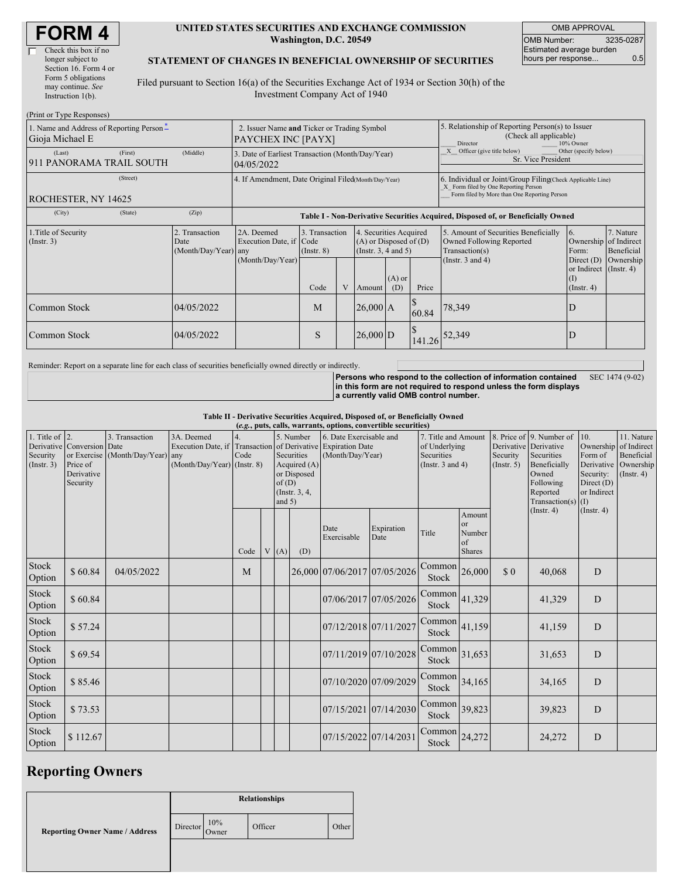# FORM 4

☐ Check this box if no longer subject to Section 16. Form 4 or Form 5 obligations may continue. *See* Instruction 1(b).

**UNITED STATES SECURITIES AND EXCHANGE COMMISSION**
**Washington, D.C. 20549**

**STATEMENT OF CHANGES IN BENEFICIAL OWNERSHIP OF SECURITIES**

Filed pursuant to Section 16(a) of the Securities Exchange Act of 1934 or Section 30(h) of the Investment Company Act of 1940

| OMB APPROVAL | |
|---|---|
| OMB Number: | 3235-0287 |
| Estimated average burden hours per response... | 0.5 |

(Print or Type Responses)

| 1. Name and Address of Reporting Person * | 2. Issuer Name and Ticker or Trading Symbol | 5. Relationship of Reporting Person(s) to Issuer (Check all applicable) |
|---|---|---|
| Gioja Michael E | PAYCHEX INC [PAYX] | ___ Director ___ 10% Owner<br>_X_ Officer (give title below) ___ Other (specify below)<br>Sr. Vice President |
| (Last) (First) (Middle)<br>911 PANORAMA TRAIL SOUTH | 3. Date of Earliest Transaction (Month/Day/Year)<br>04/05/2022 | |
| (Street)<br>ROCHESTER, NY 14625<br>(City) (State) (Zip) | 4. If Amendment, Date Original Filed (Month/Day/Year) | 6. Individual or Joint/Group Filing (Check Applicable Line)<br>_X_ Form filed by One Reporting Person<br>___ Form filed by More than One Reporting Person |

**Table I - Non-Derivative Securities Acquired, Disposed of, or Beneficially Owned**

| 1.Title of Security (Instr. 3) | 2. Transaction Date (Month/Day/Year) | 2A. Deemed Execution Date, if any (Month/Day/Year) | 3. Transaction Code (Instr. 8) | | 4. Securities Acquired (A) or Disposed of (D) (Instr. 3, 4 and 5) | | | 5. Amount of Securities Beneficially Owned Following Reported Transaction(s) (Instr. 3 and 4) | 6. Ownership Form: Direct (D) or Indirect (I) (Instr. 4) | 7. Nature of Indirect Beneficial Ownership (Instr. 4) |
|---|---|---|---|---|---|---|---|---|---|---|
| | | | Code | V | Amount | (A) or (D) | Price | | | |
| Common Stock | 04/05/2022 | | M | | 26,000 | A | $ 60.84 | 78,349 | D | |
| Common Stock | 04/05/2022 | | S | | 26,000 | D | $ 141.26 | 52,349 | D | |

Reminder: Report on a separate line for each class of securities beneficially owned directly or indirectly.

**Persons who respond to the collection of information contained in this form are not required to respond unless the form displays a currently valid OMB control number.** SEC 1474 (9-02)

**Table II - Derivative Securities Acquired, Disposed of, or Beneficially Owned**
**(*e.g.*, puts, calls, warrants, options, convertible securities)**

| 1. Title of Derivative Security (Instr. 3) | 2. Conversion or Exercise Price of Derivative Security | 3. Transaction Date (Month/Day/Year) | 3A. Deemed Execution Date, if any (Month/Day/Year) | 4. Transaction Code (Instr. 8) | | 5. Number of Derivative Securities Acquired (A) or Disposed of (D) (Instr. 3, 4, and 5) | | 6. Date Exercisable and Expiration Date (Month/Day/Year) | | 7. Title and Amount of Underlying Securities (Instr. 3 and 4) | | 8. Price of Derivative Security (Instr. 5) | 9. Number of Derivative Securities Beneficially Owned Following Reported Transaction(s) (Instr. 4) | 10. Ownership Form of Derivative Security: Direct (D) or Indirect (I) (Instr. 4) | 11. Nature of Indirect Beneficial Ownership (Instr. 4) |
|---|---|---|---|---|---|---|---|---|---|---|---|---|---|---|---|
| | | | | Code | V | (A) | (D) | Date Exercisable | Expiration Date | Title | Amount or Number of Shares | | | | |
| Stock Option | $ 60.84 | 04/05/2022 | | M | | | 26,000 | 07/06/2017 | 07/05/2026 | Common Stock | 26,000 | $ 0 | 40,068 | D | |
| Stock Option | $ 60.84 | | | | | | | 07/06/2017 | 07/05/2026 | Common Stock | 41,329 | | 41,329 | D | |
| Stock Option | $ 57.24 | | | | | | | 07/12/2018 | 07/11/2027 | Common Stock | 41,159 | | 41,159 | D | |
| Stock Option | $ 69.54 | | | | | | | 07/11/2019 | 07/10/2028 | Common Stock | 31,653 | | 31,653 | D | |
| Stock Option | $ 85.46 | | | | | | | 07/10/2020 | 07/09/2029 | Common Stock | 34,165 | | 34,165 | D | |
| Stock Option | $ 73.53 | | | | | | | 07/15/2021 | 07/14/2030 | Common Stock | 39,823 | | 39,823 | D | |
| Stock Option | $ 112.67 | | | | | | | 07/15/2022 | 07/14/2031 | Common Stock | 24,272 | | 24,272 | D | |

## Reporting Owners

| Reporting Owner Name / Address | Relationships | | | |
|---|---|---|---|---|
| | Director | 10% Owner | Officer | Other |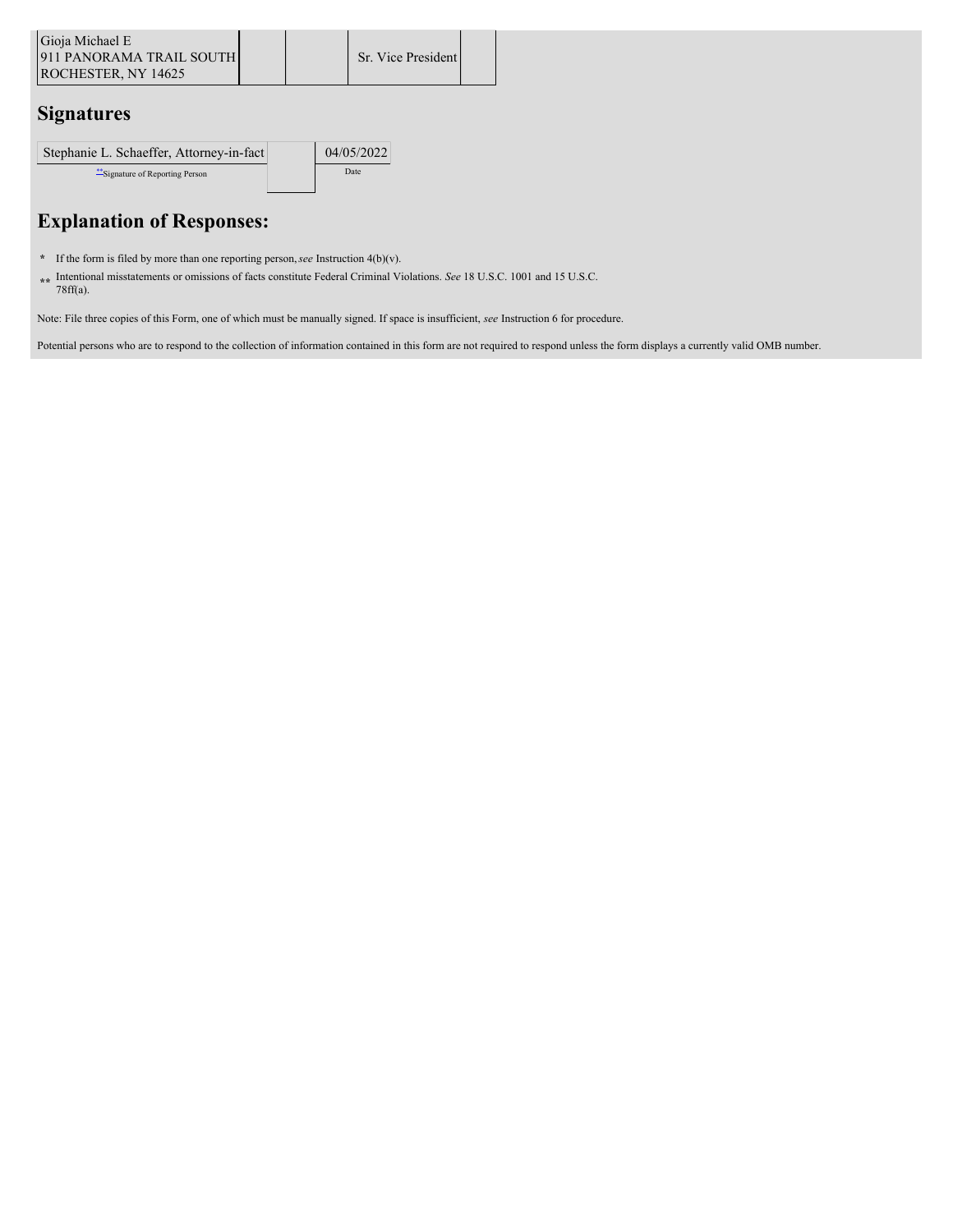| | | | | |
|---|---|---|---|---|
| Gioja Michael E<br>911 PANORAMA TRAIL SOUTH<br>ROCHESTER, NY 14625 | | | Sr. Vice President | |

## Signatures

| | | |
|---|---|---|
| Stephanie L. Schaeffer, Attorney-in-fact | | 04/05/2022 |
| **Signature of Reporting Person | | Date |

## Explanation of Responses:

\* If the form is filed by more than one reporting person, *see* Instruction 4(b)(v).

** Intentional misstatements or omissions of facts constitute Federal Criminal Violations. *See* 18 U.S.C. 1001 and 15 U.S.C. 78ff(a).

Note: File three copies of this Form, one of which must be manually signed. If space is insufficient, *see* Instruction 6 for procedure.

Potential persons who are to respond to the collection of information contained in this form are not required to respond unless the form displays a currently valid OMB number.